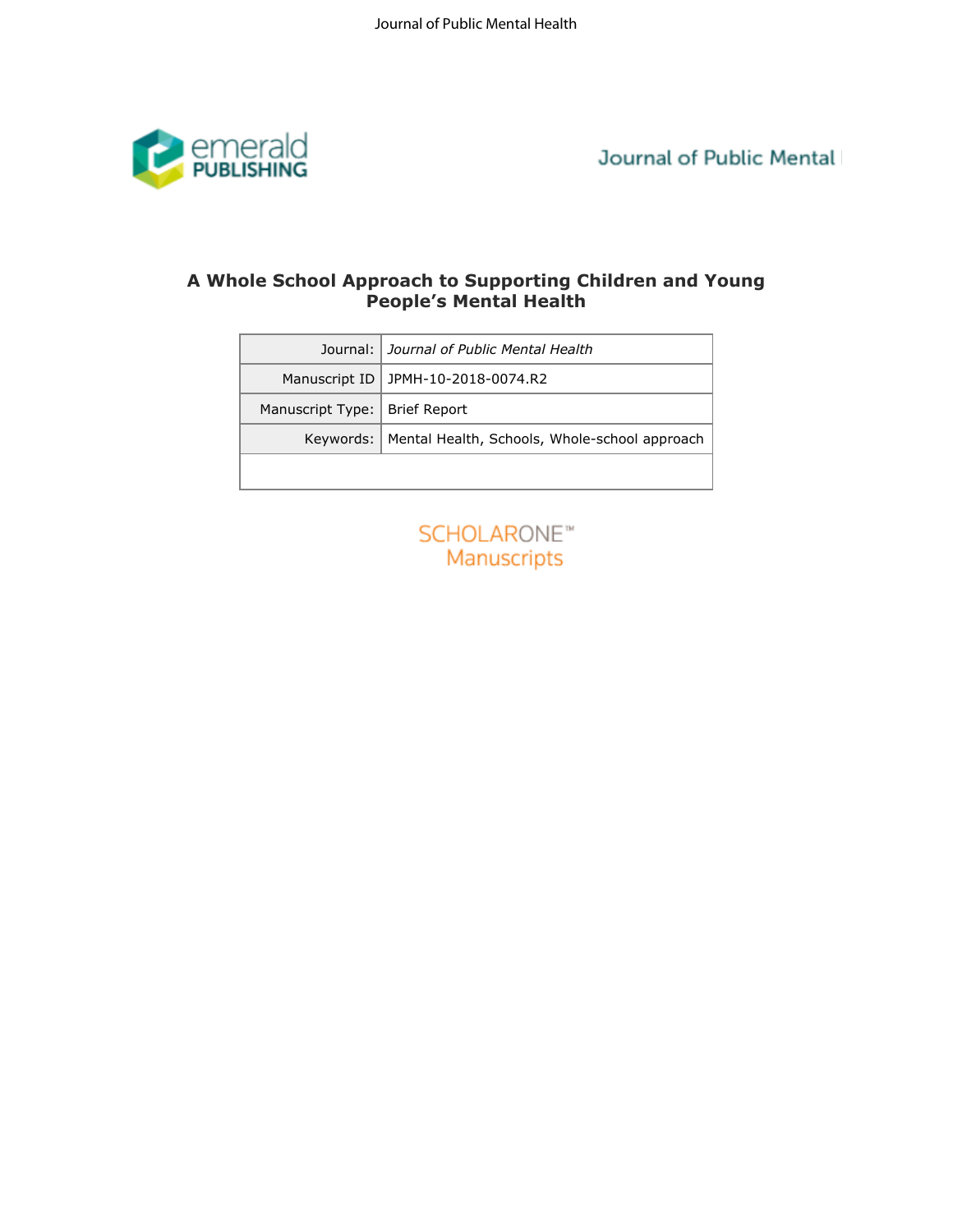# A Whole School Approach to Supporting Children and Young People's Mental Health

| Journal: | *Journal of Public Mental Health* |
|---|---|
| Manuscript ID | JPMH-10-2018-0074.R2 |
| Manuscript Type: | Brief Report |
| Keywords: | Mental Health, Schools, Whole-school approach |
| | |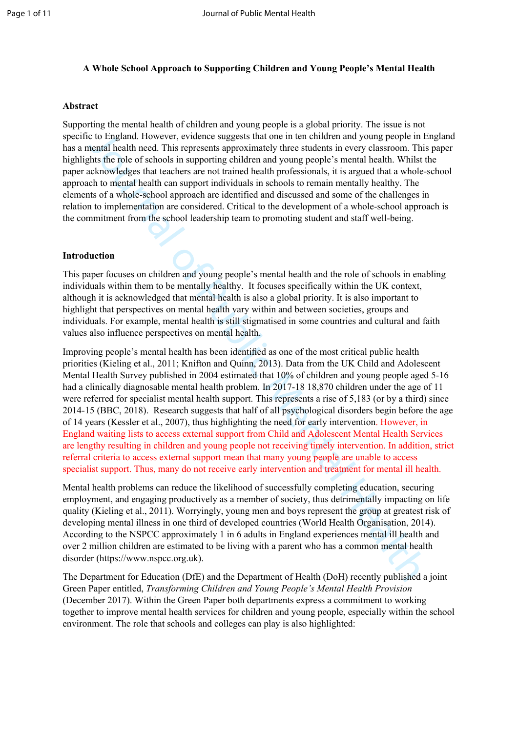**A Whole School Approach to Supporting Children and Young People's Mental Health**

## Abstract

Supporting the mental health of children and young people is a global priority. The issue is not specific to England. However, evidence suggests that one in ten children and young people in England has a mental health need. This represents approximately three students in every classroom. This paper highlights the role of schools in supporting children and young people's mental health. Whilst the paper acknowledges that teachers are not trained health professionals, it is argued that a whole-school approach to mental health can support individuals in schools to remain mentally healthy. The elements of a whole-school approach are identified and discussed and some of the challenges in relation to implementation are considered. Critical to the development of a whole-school approach is the commitment from the school leadership team to promoting student and staff well-being.

## Introduction

This paper focuses on children and young people's mental health and the role of schools in enabling individuals within them to be mentally healthy. It focuses specifically within the UK context, although it is acknowledged that mental health is also a global priority. It is also important to highlight that perspectives on mental health vary within and between societies, groups and individuals. For example, mental health is still stigmatised in some countries and cultural and faith values also influence perspectives on mental health.

Improving people's mental health has been identified as one of the most critical public health priorities (Kieling et al., 2011; Knifton and Quinn, 2013). Data from the UK Child and Adolescent Mental Health Survey published in 2004 estimated that 10% of children and young people aged 5-16 had a clinically diagnosable mental health problem. In 2017-18 18,870 children under the age of 11 were referred for specialist mental health support. This represents a rise of 5,183 (or by a third) since 2014-15 (BBC, 2018). Research suggests that half of all psychological disorders begin before the age of 14 years (Kessler et al., 2007), thus highlighting the need for early intervention. However, in England waiting lists to access external support from Child and Adolescent Mental Health Services are lengthy resulting in children and young people not receiving timely intervention. In addition, strict referral criteria to access external support mean that many young people are unable to access specialist support. Thus, many do not receive early intervention and treatment for mental ill health.

Mental health problems can reduce the likelihood of successfully completing education, securing employment, and engaging productively as a member of society, thus detrimentally impacting on life quality (Kieling et al., 2011). Worryingly, young men and boys represent the group at greatest risk of developing mental illness in one third of developed countries (World Health Organisation, 2014). According to the NSPCC approximately 1 in 6 adults in England experiences mental ill health and over 2 million children are estimated to be living with a parent who has a common mental health disorder (https://www.nspcc.org.uk).

The Department for Education (DfE) and the Department of Health (DoH) recently published a joint Green Paper entitled, *Transforming Children and Young People's Mental Health Provision* (December 2017). Within the Green Paper both departments express a commitment to working together to improve mental health services for children and young people, especially within the school environment. The role that schools and colleges can play is also highlighted: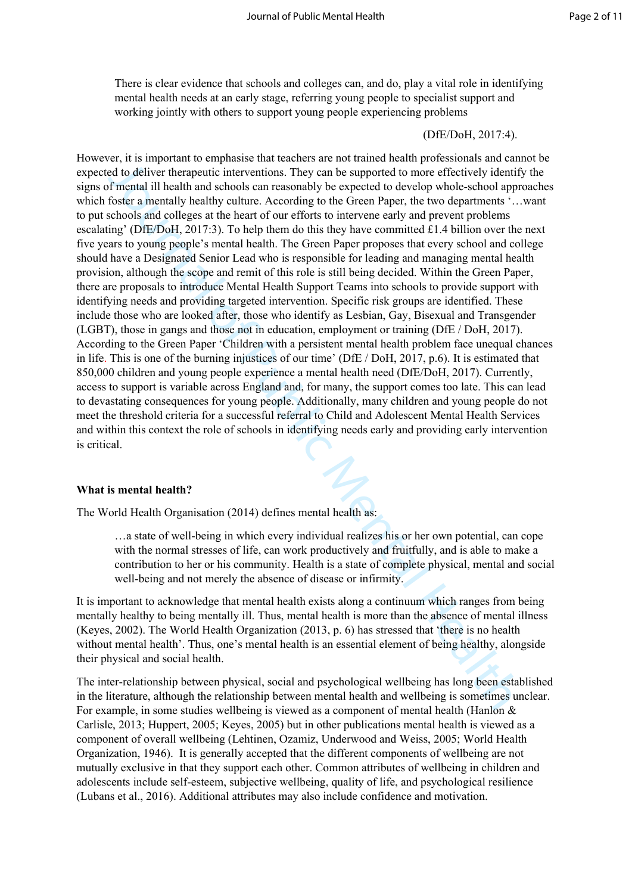> There is clear evidence that schools and colleges can, and do, play a vital role in identifying mental health needs at an early stage, referring young people to specialist support and working jointly with others to support young people experiencing problems
>
> (DfE/DoH, 2017:4).

However, it is important to emphasise that teachers are not trained health professionals and cannot be expected to deliver therapeutic interventions. They can be supported to more effectively identify the signs of mental ill health and schools can reasonably be expected to develop whole-school approaches which foster a mentally healthy culture. According to the Green Paper, the two departments '…want to put schools and colleges at the heart of our efforts to intervene early and prevent problems escalating' (DfE/DoH, 2017:3). To help them do this they have committed £1.4 billion over the next five years to young people's mental health. The Green Paper proposes that every school and college should have a Designated Senior Lead who is responsible for leading and managing mental health provision, although the scope and remit of this role is still being decided. Within the Green Paper, there are proposals to introduce Mental Health Support Teams into schools to provide support with identifying needs and providing targeted intervention. Specific risk groups are identified. These include those who are looked after, those who identify as Lesbian, Gay, Bisexual and Transgender (LGBT), those in gangs and those not in education, employment or training (DfE / DoH, 2017). According to the Green Paper 'Children with a persistent mental health problem face unequal chances in life. This is one of the burning injustices of our time' (DfE / DoH, 2017, p.6). It is estimated that 850,000 children and young people experience a mental health need (DfE/DoH, 2017). Currently, access to support is variable across England and, for many, the support comes too late. This can lead to devastating consequences for young people. Additionally, many children and young people do not meet the threshold criteria for a successful referral to Child and Adolescent Mental Health Services and within this context the role of schools in identifying needs early and providing early intervention is critical.

**What is mental health?**

The World Health Organisation (2014) defines mental health as:

> …a state of well-being in which every individual realizes his or her own potential, can cope with the normal stresses of life, can work productively and fruitfully, and is able to make a contribution to her or his community. Health is a state of complete physical, mental and social well-being and not merely the absence of disease or infirmity.

It is important to acknowledge that mental health exists along a continuum which ranges from being mentally healthy to being mentally ill. Thus, mental health is more than the absence of mental illness (Keyes, 2002). The World Health Organization (2013, p. 6) has stressed that 'there is no health without mental health'. Thus, one's mental health is an essential element of being healthy, alongside their physical and social health.

The inter-relationship between physical, social and psychological wellbeing has long been established in the literature, although the relationship between mental health and wellbeing is sometimes unclear. For example, in some studies wellbeing is viewed as a component of mental health (Hanlon & Carlisle, 2013; Huppert, 2005; Keyes, 2005) but in other publications mental health is viewed as a component of overall wellbeing (Lehtinen, Ozamiz, Underwood and Weiss, 2005; World Health Organization, 1946). It is generally accepted that the different components of wellbeing are not mutually exclusive in that they support each other. Common attributes of wellbeing in children and adolescents include self-esteem, subjective wellbeing, quality of life, and psychological resilience (Lubans et al., 2016). Additional attributes may also include confidence and motivation.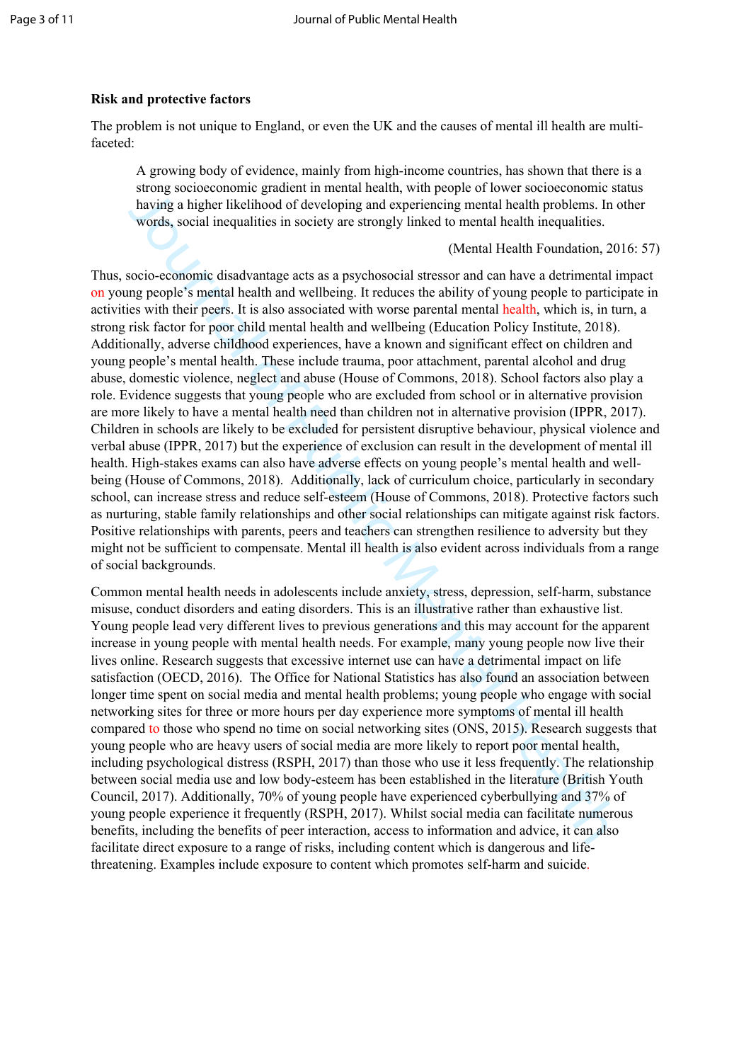**Risk and protective factors**

The problem is not unique to England, or even the UK and the causes of mental ill health are multi-faceted:

> A growing body of evidence, mainly from high-income countries, has shown that there is a strong socioeconomic gradient in mental health, with people of lower socioeconomic status having a higher likelihood of developing and experiencing mental health problems. In other words, social inequalities in society are strongly linked to mental health inequalities.
>
> (Mental Health Foundation, 2016: 57)

Thus, socio-economic disadvantage acts as a psychosocial stressor and can have a detrimental impact on young people's mental health and wellbeing. It reduces the ability of young people to participate in activities with their peers. It is also associated with worse parental mental health, which is, in turn, a strong risk factor for poor child mental health and wellbeing (Education Policy Institute, 2018). Additionally, adverse childhood experiences, have a known and significant effect on children and young people's mental health. These include trauma, poor attachment, parental alcohol and drug abuse, domestic violence, neglect and abuse (House of Commons, 2018). School factors also play a role. Evidence suggests that young people who are excluded from school or in alternative provision are more likely to have a mental health need than children not in alternative provision (IPPR, 2017). Children in schools are likely to be excluded for persistent disruptive behaviour, physical violence and verbal abuse (IPPR, 2017) but the experience of exclusion can result in the development of mental ill health. High-stakes exams can also have adverse effects on young people's mental health and well-being (House of Commons, 2018). Additionally, lack of curriculum choice, particularly in secondary school, can increase stress and reduce self-esteem (House of Commons, 2018). Protective factors such as nurturing, stable family relationships and other social relationships can mitigate against risk factors. Positive relationships with parents, peers and teachers can strengthen resilience to adversity but they might not be sufficient to compensate. Mental ill health is also evident across individuals from a range of social backgrounds.

Common mental health needs in adolescents include anxiety, stress, depression, self-harm, substance misuse, conduct disorders and eating disorders. This is an illustrative rather than exhaustive list. Young people lead very different lives to previous generations and this may account for the apparent increase in young people with mental health needs. For example, many young people now live their lives online. Research suggests that excessive internet use can have a detrimental impact on life satisfaction (OECD, 2016). The Office for National Statistics has also found an association between longer time spent on social media and mental health problems; young people who engage with social networking sites for three or more hours per day experience more symptoms of mental ill health compared to those who spend no time on social networking sites (ONS, 2015). Research suggests that young people who are heavy users of social media are more likely to report poor mental health, including psychological distress (RSPH, 2017) than those who use it less frequently. The relationship between social media use and low body-esteem has been established in the literature (British Youth Council, 2017). Additionally, 70% of young people have experienced cyberbullying and 37% of young people experience it frequently (RSPH, 2017). Whilst social media can facilitate numerous benefits, including the benefits of peer interaction, access to information and advice, it can also facilitate direct exposure to a range of risks, including content which is dangerous and life-threatening. Examples include exposure to content which promotes self-harm and suicide.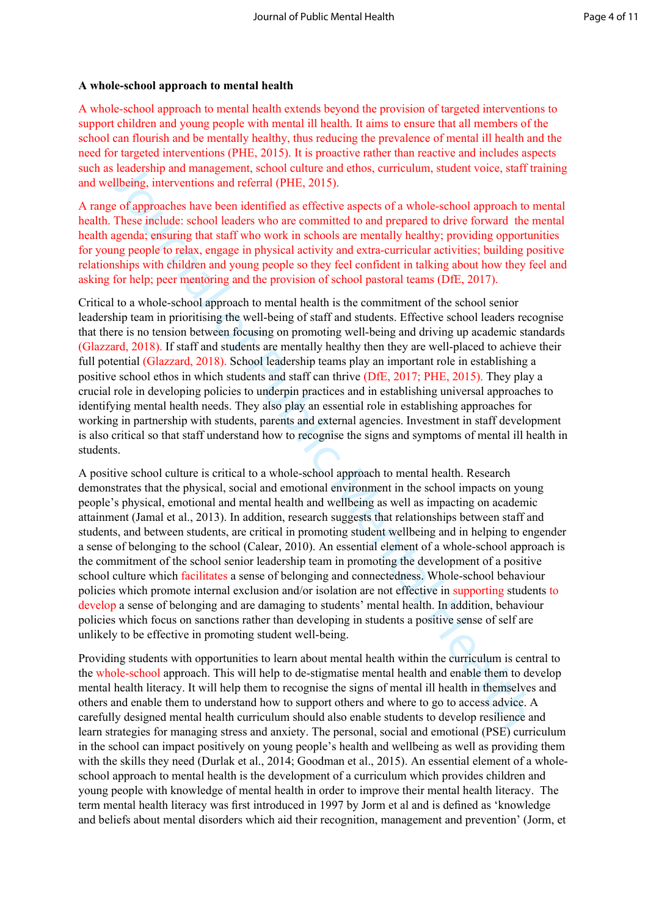**A whole-school approach to mental health**

A whole-school approach to mental health extends beyond the provision of targeted interventions to support children and young people with mental ill health. It aims to ensure that all members of the school can flourish and be mentally healthy, thus reducing the prevalence of mental ill health and the need for targeted interventions (PHE, 2015). It is proactive rather than reactive and includes aspects such as leadership and management, school culture and ethos, curriculum, student voice, staff training and wellbeing, interventions and referral (PHE, 2015).

A range of approaches have been identified as effective aspects of a whole-school approach to mental health. These include: school leaders who are committed to and prepared to drive forward the mental health agenda; ensuring that staff who work in schools are mentally healthy; providing opportunities for young people to relax, engage in physical activity and extra-curricular activities; building positive relationships with children and young people so they feel confident in talking about how they feel and asking for help; peer mentoring and the provision of school pastoral teams (DfE, 2017).

Critical to a whole-school approach to mental health is the commitment of the school senior leadership team in prioritising the well-being of staff and students. Effective school leaders recognise that there is no tension between focusing on promoting well-being and driving up academic standards (Glazzard, 2018). If staff and students are mentally healthy then they are well-placed to achieve their full potential (Glazzard, 2018). School leadership teams play an important role in establishing a positive school ethos in which students and staff can thrive (DfE, 2017; PHE, 2015). They play a crucial role in developing policies to underpin practices and in establishing universal approaches to identifying mental health needs. They also play an essential role in establishing approaches for working in partnership with students, parents and external agencies. Investment in staff development is also critical so that staff understand how to recognise the signs and symptoms of mental ill health in students.

A positive school culture is critical to a whole-school approach to mental health. Research demonstrates that the physical, social and emotional environment in the school impacts on young people's physical, emotional and mental health and wellbeing as well as impacting on academic attainment (Jamal et al., 2013). In addition, research suggests that relationships between staff and students, and between students, are critical in promoting student wellbeing and in helping to engender a sense of belonging to the school (Calear, 2010). An essential element of a whole-school approach is the commitment of the school senior leadership team in promoting the development of a positive school culture which facilitates a sense of belonging and connectedness. Whole-school behaviour policies which promote internal exclusion and/or isolation are not effective in supporting students to develop a sense of belonging and are damaging to students' mental health. In addition, behaviour policies which focus on sanctions rather than developing in students a positive sense of self are unlikely to be effective in promoting student well-being.

Providing students with opportunities to learn about mental health within the curriculum is central to the whole-school approach. This will help to de-stigmatise mental health and enable them to develop mental health literacy. It will help them to recognise the signs of mental ill health in themselves and others and enable them to understand how to support others and where to go to access advice. A carefully designed mental health curriculum should also enable students to develop resilience and learn strategies for managing stress and anxiety. The personal, social and emotional (PSE) curriculum in the school can impact positively on young people's health and wellbeing as well as providing them with the skills they need (Durlak et al., 2014; Goodman et al., 2015). An essential element of a whole-school approach to mental health is the development of a curriculum which provides children and young people with knowledge of mental health in order to improve their mental health literacy. The term mental health literacy was first introduced in 1997 by Jorm et al and is defined as 'knowledge and beliefs about mental disorders which aid their recognition, management and prevention' (Jorm, et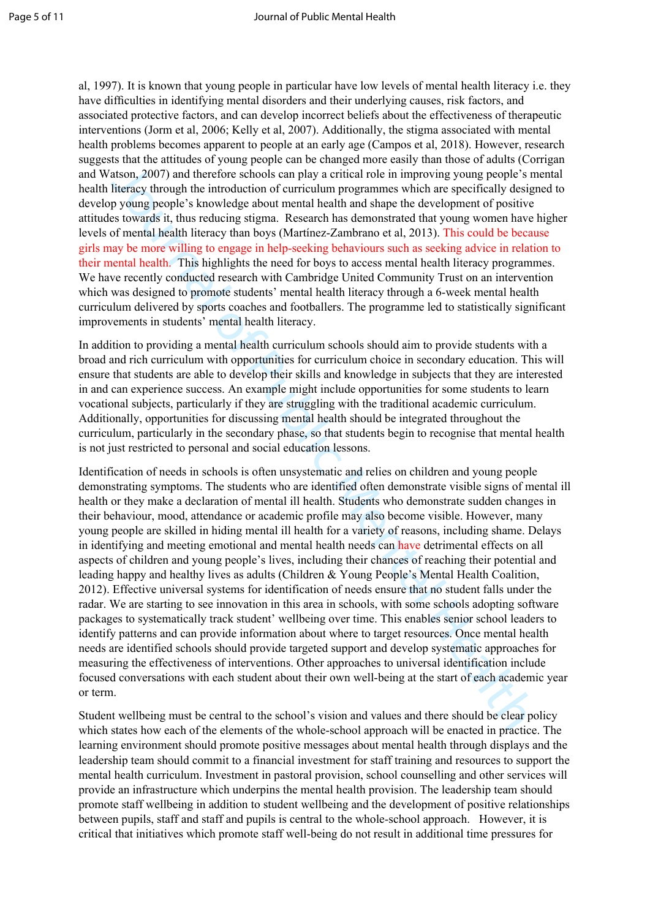al, 1997). It is known that young people in particular have low levels of mental health literacy i.e. they have difficulties in identifying mental disorders and their underlying causes, risk factors, and associated protective factors, and can develop incorrect beliefs about the effectiveness of therapeutic interventions (Jorm et al, 2006; Kelly et al, 2007). Additionally, the stigma associated with mental health problems becomes apparent to people at an early age (Campos et al, 2018). However, research suggests that the attitudes of young people can be changed more easily than those of adults (Corrigan and Watson, 2007) and therefore schools can play a critical role in improving young people's mental health literacy through the introduction of curriculum programmes which are specifically designed to develop young people's knowledge about mental health and shape the development of positive attitudes towards it, thus reducing stigma. Research has demonstrated that young women have higher levels of mental health literacy than boys (Martínez-Zambrano et al, 2013). This could be because girls may be more willing to engage in help-seeking behaviours such as seeking advice in relation to their mental health. This highlights the need for boys to access mental health literacy programmes. We have recently conducted research with Cambridge United Community Trust on an intervention which was designed to promote students' mental health literacy through a 6-week mental health curriculum delivered by sports coaches and footballers. The programme led to statistically significant improvements in students' mental health literacy.

In addition to providing a mental health curriculum schools should aim to provide students with a broad and rich curriculum with opportunities for curriculum choice in secondary education. This will ensure that students are able to develop their skills and knowledge in subjects that they are interested in and can experience success. An example might include opportunities for some students to learn vocational subjects, particularly if they are struggling with the traditional academic curriculum. Additionally, opportunities for discussing mental health should be integrated throughout the curriculum, particularly in the secondary phase, so that students begin to recognise that mental health is not just restricted to personal and social education lessons.

Identification of needs in schools is often unsystematic and relies on children and young people demonstrating symptoms. The students who are identified often demonstrate visible signs of mental ill health or they make a declaration of mental ill health. Students who demonstrate sudden changes in their behaviour, mood, attendance or academic profile may also become visible. However, many young people are skilled in hiding mental ill health for a variety of reasons, including shame. Delays in identifying and meeting emotional and mental health needs can have detrimental effects on all aspects of children and young people's lives, including their chances of reaching their potential and leading happy and healthy lives as adults (Children & Young People's Mental Health Coalition, 2012). Effective universal systems for identification of needs ensure that no student falls under the radar. We are starting to see innovation in this area in schools, with some schools adopting software packages to systematically track student' wellbeing over time. This enables senior school leaders to identify patterns and can provide information about where to target resources. Once mental health needs are identified schools should provide targeted support and develop systematic approaches for measuring the effectiveness of interventions. Other approaches to universal identification include focused conversations with each student about their own well-being at the start of each academic year or term.

Student wellbeing must be central to the school's vision and values and there should be clear policy which states how each of the elements of the whole-school approach will be enacted in practice. The learning environment should promote positive messages about mental health through displays and the leadership team should commit to a financial investment for staff training and resources to support the mental health curriculum. Investment in pastoral provision, school counselling and other services will provide an infrastructure which underpins the mental health provision. The leadership team should promote staff wellbeing in addition to student wellbeing and the development of positive relationships between pupils, staff and staff and pupils is central to the whole-school approach. However, it is critical that initiatives which promote staff well-being do not result in additional time pressures for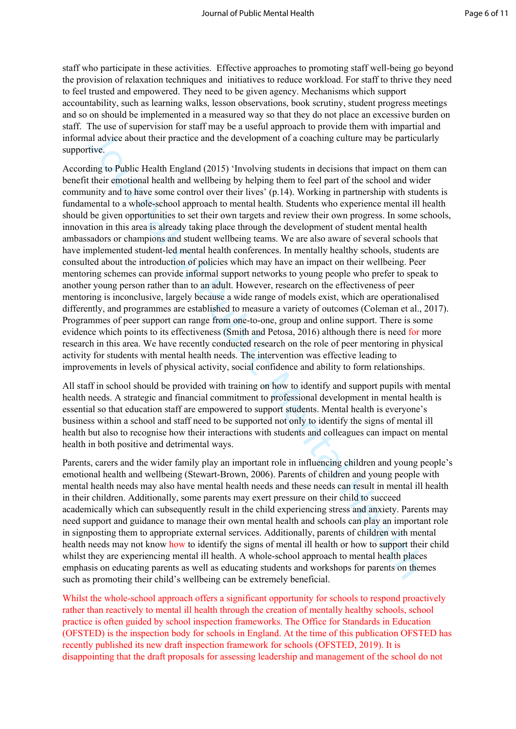staff who participate in these activities. Effective approaches to promoting staff well-being go beyond the provision of relaxation techniques and initiatives to reduce workload. For staff to thrive they need to feel trusted and empowered. They need to be given agency. Mechanisms which support accountability, such as learning walks, lesson observations, book scrutiny, student progress meetings and so on should be implemented in a measured way so that they do not place an excessive burden on staff. The use of supervision for staff may be a useful approach to provide them with impartial and informal advice about their practice and the development of a coaching culture may be particularly supportive.

According to Public Health England (2015) 'Involving students in decisions that impact on them can benefit their emotional health and wellbeing by helping them to feel part of the school and wider community and to have some control over their lives' (p.14). Working in partnership with students is fundamental to a whole-school approach to mental health. Students who experience mental ill health should be given opportunities to set their own targets and review their own progress. In some schools, innovation in this area is already taking place through the development of student mental health ambassadors or champions and student wellbeing teams. We are also aware of several schools that have implemented student-led mental health conferences. In mentally healthy schools, students are consulted about the introduction of policies which may have an impact on their wellbeing. Peer mentoring schemes can provide informal support networks to young people who prefer to speak to another young person rather than to an adult. However, research on the effectiveness of peer mentoring is inconclusive, largely because a wide range of models exist, which are operationalised differently, and programmes are established to measure a variety of outcomes (Coleman et al., 2017). Programmes of peer support can range from one-to-one, group and online support. There is some evidence which points to its effectiveness (Smith and Petosa, 2016) although there is need for more research in this area. We have recently conducted research on the role of peer mentoring in physical activity for students with mental health needs. The intervention was effective leading to improvements in levels of physical activity, social confidence and ability to form relationships.

All staff in school should be provided with training on how to identify and support pupils with mental health needs. A strategic and financial commitment to professional development in mental health is essential so that education staff are empowered to support students. Mental health is everyone's business within a school and staff need to be supported not only to identify the signs of mental ill health but also to recognise how their interactions with students and colleagues can impact on mental health in both positive and detrimental ways.

Parents, carers and the wider family play an important role in influencing children and young people's emotional health and wellbeing (Stewart-Brown, 2006). Parents of children and young people with mental health needs may also have mental health needs and these needs can result in mental ill health in their children. Additionally, some parents may exert pressure on their child to succeed academically which can subsequently result in the child experiencing stress and anxiety. Parents may need support and guidance to manage their own mental health and schools can play an important role in signposting them to appropriate external services. Additionally, parents of children with mental health needs may not know how to identify the signs of mental ill health or how to support their child whilst they are experiencing mental ill health. A whole-school approach to mental health places emphasis on educating parents as well as educating students and workshops for parents on themes such as promoting their child's wellbeing can be extremely beneficial.

Whilst the whole-school approach offers a significant opportunity for schools to respond proactively rather than reactively to mental ill health through the creation of mentally healthy schools, school practice is often guided by school inspection frameworks. The Office for Standards in Education (OFSTED) is the inspection body for schools in England. At the time of this publication OFSTED has recently published its new draft inspection framework for schools (OFSTED, 2019). It is disappointing that the draft proposals for assessing leadership and management of the school do not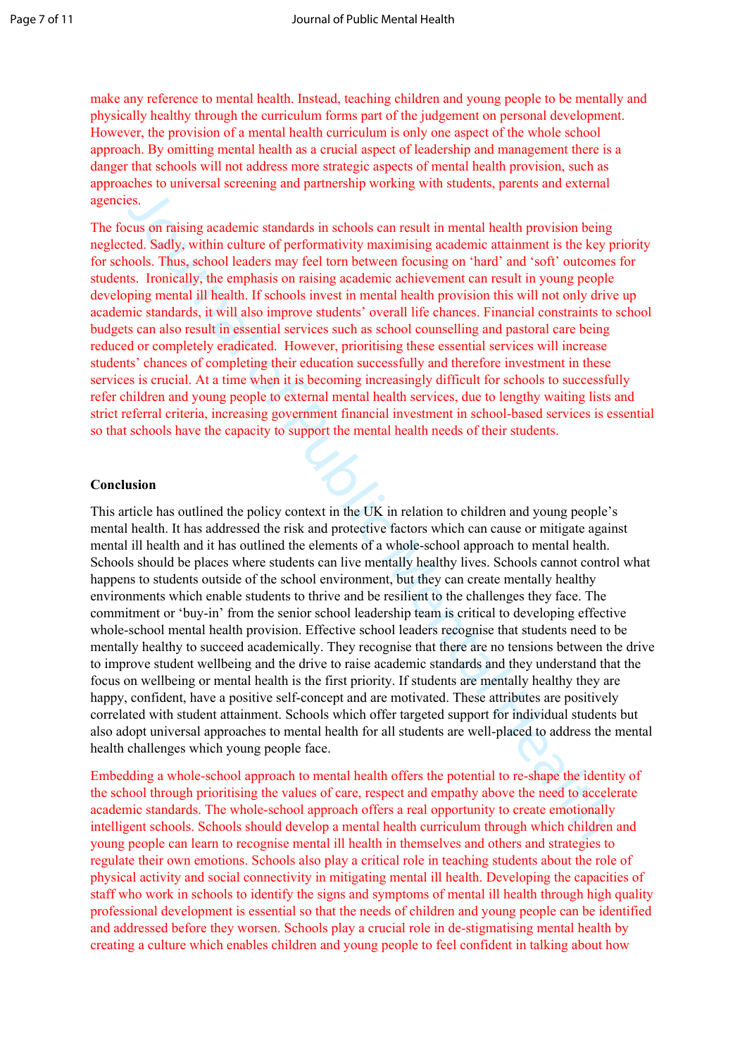make any reference to mental health. Instead, teaching children and young people to be mentally and physically healthy through the curriculum forms part of the judgement on personal development. However, the provision of a mental health curriculum is only one aspect of the whole school approach. By omitting mental health as a crucial aspect of leadership and management there is a danger that schools will not address more strategic aspects of mental health provision, such as approaches to universal screening and partnership working with students, parents and external agencies.

The focus on raising academic standards in schools can result in mental health provision being neglected. Sadly, within culture of performativity maximising academic attainment is the key priority for schools. Thus, school leaders may feel torn between focusing on 'hard' and 'soft' outcomes for students. Ironically, the emphasis on raising academic achievement can result in young people developing mental ill health. If schools invest in mental health provision this will not only drive up academic standards, it will also improve students' overall life chances. Financial constraints to school budgets can also result in essential services such as school counselling and pastoral care being reduced or completely eradicated. However, prioritising these essential services will increase students' chances of completing their education successfully and therefore investment in these services is crucial. At a time when it is becoming increasingly difficult for schools to successfully refer children and young people to external mental health services, due to lengthy waiting lists and strict referral criteria, increasing government financial investment in school-based services is essential so that schools have the capacity to support the mental health needs of their students.

## Conclusion

This article has outlined the policy context in the UK in relation to children and young people's mental health. It has addressed the risk and protective factors which can cause or mitigate against mental ill health and it has outlined the elements of a whole-school approach to mental health. Schools should be places where students can live mentally healthy lives. Schools cannot control what happens to students outside of the school environment, but they can create mentally healthy environments which enable students to thrive and be resilient to the challenges they face. The commitment or 'buy-in' from the senior school leadership team is critical to developing effective whole-school mental health provision. Effective school leaders recognise that students need to be mentally healthy to succeed academically. They recognise that there are no tensions between the drive to improve student wellbeing and the drive to raise academic standards and they understand that the focus on wellbeing or mental health is the first priority. If students are mentally healthy they are happy, confident, have a positive self-concept and are motivated. These attributes are positively correlated with student attainment. Schools which offer targeted support for individual students but also adopt universal approaches to mental health for all students are well-placed to address the mental health challenges which young people face.

Embedding a whole-school approach to mental health offers the potential to re-shape the identity of the school through prioritising the values of care, respect and empathy above the need to accelerate academic standards. The whole-school approach offers a real opportunity to create emotionally intelligent schools. Schools should develop a mental health curriculum through which children and young people can learn to recognise mental ill health in themselves and others and strategies to regulate their own emotions. Schools also play a critical role in teaching students about the role of physical activity and social connectivity in mitigating mental ill health. Developing the capacities of staff who work in schools to identify the signs and symptoms of mental ill health through high quality professional development is essential so that the needs of children and young people can be identified and addressed before they worsen. Schools play a crucial role in de-stigmatising mental health by creating a culture which enables children and young people to feel confident in talking about how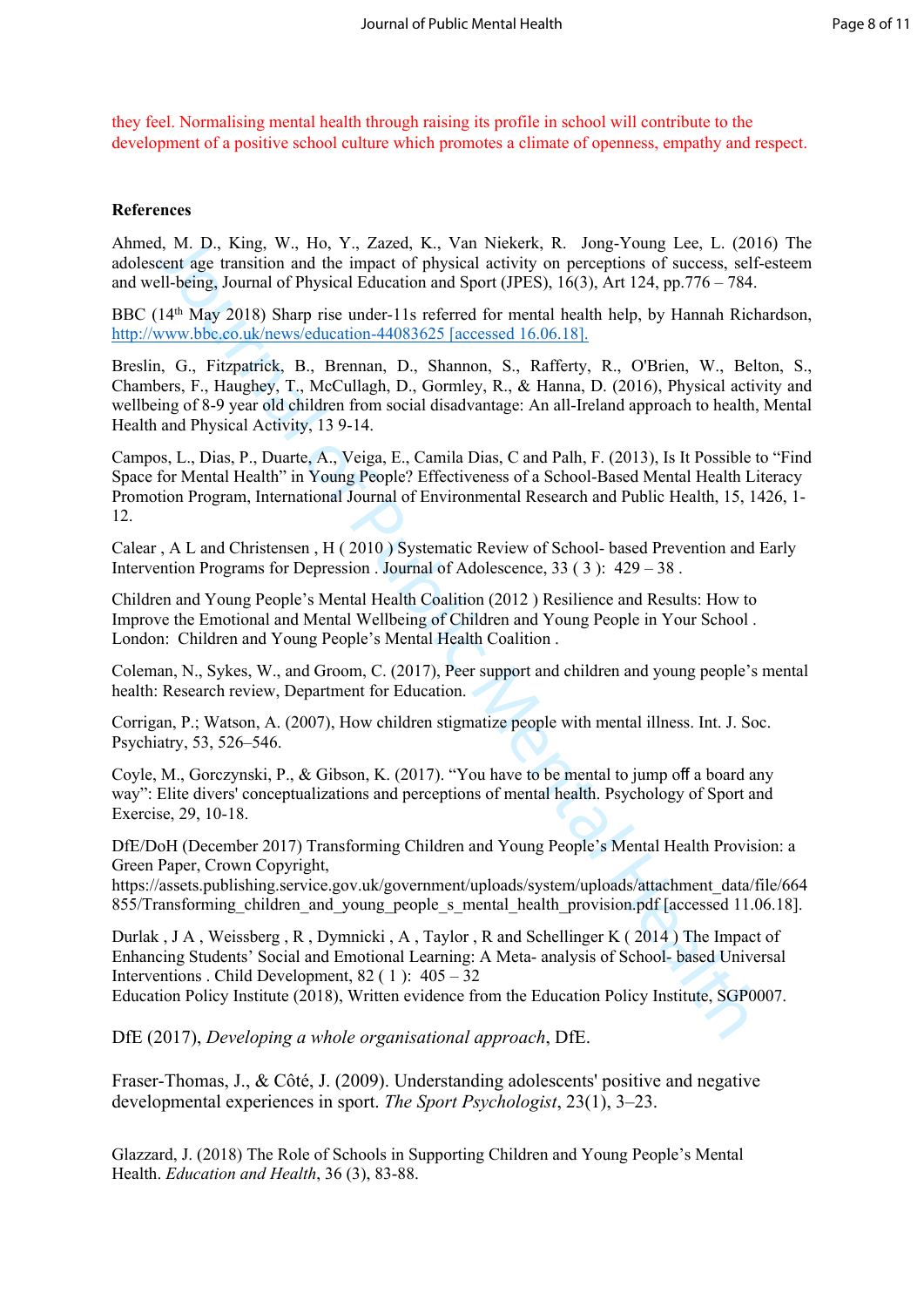they feel. Normalising mental health through raising its profile in school will contribute to the development of a positive school culture which promotes a climate of openness, empathy and respect.

**References**

Ahmed, M. D., King, W., Ho, Y., Zazed, K., Van Niekerk, R. Jong-Young Lee, L. (2016) The adolescent age transition and the impact of physical activity on perceptions of success, self-esteem and well-being, Journal of Physical Education and Sport (JPES), 16(3), Art 124, pp.776 – 784.

BBC (14th May 2018) Sharp rise under-11s referred for mental health help, by Hannah Richardson, http://www.bbc.co.uk/news/education-44083625 [accessed 16.06.18].

Breslin, G., Fitzpatrick, B., Brennan, D., Shannon, S., Rafferty, R., O'Brien, W., Belton, S., Chambers, F., Haughey, T., McCullagh, D., Gormley, R., & Hanna, D. (2016), Physical activity and wellbeing of 8-9 year old children from social disadvantage: An all-Ireland approach to health, Mental Health and Physical Activity, 13 9-14.

Campos, L., Dias, P., Duarte, A., Veiga, E., Camila Dias, C and Palh, F. (2013), Is It Possible to "Find Space for Mental Health" in Young People? Effectiveness of a School-Based Mental Health Literacy Promotion Program, International Journal of Environmental Research and Public Health, 15, 1426, 1-12.

Calear , A L and Christensen , H ( 2010 ) Systematic Review of School- based Prevention and Early Intervention Programs for Depression . Journal of Adolescence, 33 ( 3 ): 429 – 38 .

Children and Young People's Mental Health Coalition (2012 ) Resilience and Results: How to Improve the Emotional and Mental Wellbeing of Children and Young People in Your School . London: Children and Young People's Mental Health Coalition .

Coleman, N., Sykes, W., and Groom, C. (2017), Peer support and children and young people's mental health: Research review, Department for Education.

Corrigan, P.; Watson, A. (2007), How children stigmatize people with mental illness. Int. J. Soc. Psychiatry, 53, 526–546.

Coyle, M., Gorczynski, P., & Gibson, K. (2017). "You have to be mental to jump off a board any way": Elite divers' conceptualizations and perceptions of mental health. Psychology of Sport and Exercise, 29, 10-18.

DfE/DoH (December 2017) Transforming Children and Young People's Mental Health Provision: a Green Paper, Crown Copyright, https://assets.publishing.service.gov.uk/government/uploads/system/uploads/attachment_data/file/664855/Transforming_children_and_young_people_s_mental_health_provision.pdf [accessed 11.06.18].

Durlak , J A , Weissberg , R , Dymnicki , A , Taylor , R and Schellinger K ( 2014 ) The Impact of Enhancing Students' Social and Emotional Learning: A Meta- analysis of School- based Universal Interventions . Child Development, 82 ( 1 ): 405 – 32
Education Policy Institute (2018), Written evidence from the Education Policy Institute, SGP0007.

DfE (2017), *Developing a whole organisational approach*, DfE.

Fraser-Thomas, J., & Côté, J. (2009). Understanding adolescents' positive and negative developmental experiences in sport. *The Sport Psychologist*, 23(1), 3–23.

Glazzard, J. (2018) The Role of Schools in Supporting Children and Young People's Mental Health. *Education and Health*, 36 (3), 83-88.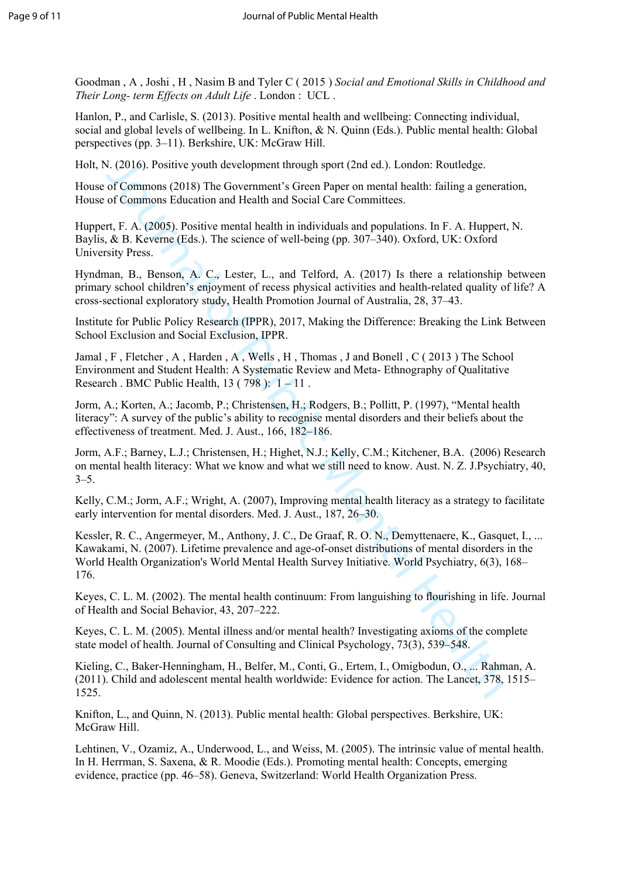Goodman , A , Joshi , H , Nasim B and Tyler C ( 2015 ) *Social and Emotional Skills in Childhood and Their Long- term Effects on Adult Life* . London : UCL .

Hanlon, P., and Carlisle, S. (2013). Positive mental health and wellbeing: Connecting individual, social and global levels of wellbeing. In L. Knifton, & N. Quinn (Eds.). Public mental health: Global perspectives (pp. 3–11). Berkshire, UK: McGraw Hill.

Holt, N. (2016). Positive youth development through sport (2nd ed.). London: Routledge.

House of Commons (2018) The Government's Green Paper on mental health: failing a generation, House of Commons Education and Health and Social Care Committees.

Huppert, F. A. (2005). Positive mental health in individuals and populations. In F. A. Huppert, N. Baylis, & B. Keverne (Eds.). The science of well-being (pp. 307–340). Oxford, UK: Oxford University Press.

Hyndman, B., Benson, A. C., Lester, L., and Telford, A. (2017) Is there a relationship between primary school children's enjoyment of recess physical activities and health-related quality of life? A cross-sectional exploratory study, Health Promotion Journal of Australia, 28, 37–43.

Institute for Public Policy Research (IPPR), 2017, Making the Difference: Breaking the Link Between School Exclusion and Social Exclusion, IPPR.

Jamal , F , Fletcher , A , Harden , A , Wells , H , Thomas , J and Bonell , C ( 2013 ) The School Environment and Student Health: A Systematic Review and Meta- Ethnography of Qualitative Research . BMC Public Health, 13 ( 798 ): 1 – 11 .

Jorm, A.; Korten, A.; Jacomb, P.; Christensen, H.; Rodgers, B.; Pollitt, P. (1997), "Mental health literacy": A survey of the public's ability to recognise mental disorders and their beliefs about the effectiveness of treatment. Med. J. Aust., 166, 182–186.

Jorm, A.F.; Barney, L.J.; Christensen, H.; Highet, N.J.; Kelly, C.M.; Kitchener, B.A. (2006) Research on mental health literacy: What we know and what we still need to know. Aust. N. Z. J.Psychiatry, 40, 3–5.

Kelly, C.M.; Jorm, A.F.; Wright, A. (2007), Improving mental health literacy as a strategy to facilitate early intervention for mental disorders. Med. J. Aust., 187, 26–30.

Kessler, R. C., Angermeyer, M., Anthony, J. C., De Graaf, R. O. N., Demyttenaere, K., Gasquet, I., ... Kawakami, N. (2007). Lifetime prevalence and age-of-onset distributions of mental disorders in the World Health Organization's World Mental Health Survey Initiative. World Psychiatry, 6(3), 168–176.

Keyes, C. L. M. (2002). The mental health continuum: From languishing to flourishing in life. Journal of Health and Social Behavior, 43, 207–222.

Keyes, C. L. M. (2005). Mental illness and/or mental health? Investigating axioms of the complete state model of health. Journal of Consulting and Clinical Psychology, 73(3), 539–548.

Kieling, C., Baker-Henningham, H., Belfer, M., Conti, G., Ertem, I., Omigbodun, O., ... Rahman, A. (2011). Child and adolescent mental health worldwide: Evidence for action. The Lancet, 378, 1515–1525.

Knifton, L., and Quinn, N. (2013). Public mental health: Global perspectives. Berkshire, UK: McGraw Hill.

Lehtinen, V., Ozamiz, A., Underwood, L., and Weiss, M. (2005). The intrinsic value of mental health. In H. Herrman, S. Saxena, & R. Moodie (Eds.). Promoting mental health: Concepts, emerging evidence, practice (pp. 46–58). Geneva, Switzerland: World Health Organization Press.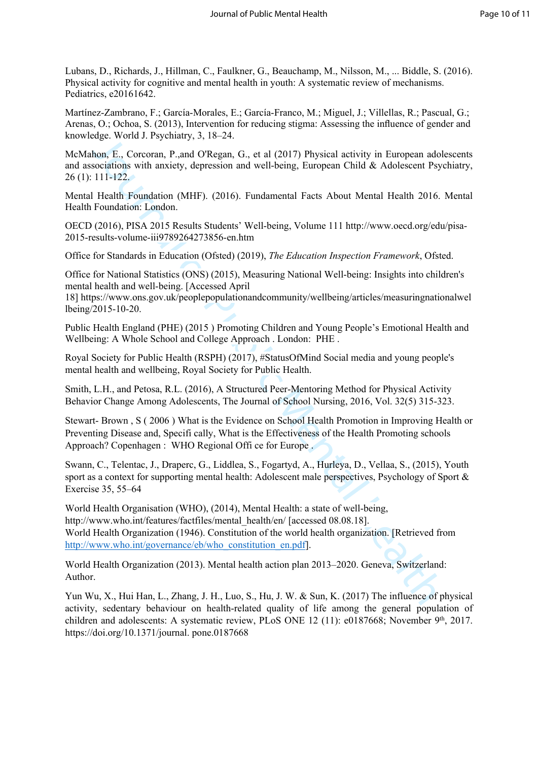Lubans, D., Richards, J., Hillman, C., Faulkner, G., Beauchamp, M., Nilsson, M., ... Biddle, S. (2016). Physical activity for cognitive and mental health in youth: A systematic review of mechanisms. Pediatrics, e20161642.

Martínez-Zambrano, F.; García-Morales, E.; García-Franco, M.; Miguel, J.; Villellas, R.; Pascual, G.; Arenas, O.; Ochoa, S. (2013), Intervention for reducing stigma: Assessing the influence of gender and knowledge. World J. Psychiatry, 3, 18–24.

McMahon, E., Corcoran, P.,and O'Regan, G., et al (2017) Physical activity in European adolescents and associations with anxiety, depression and well-being, European Child & Adolescent Psychiatry, 26 (1): 111-122.

Mental Health Foundation (MHF). (2016). Fundamental Facts About Mental Health 2016. Mental Health Foundation: London.

OECD (2016), PISA 2015 Results Students' Well-being, Volume 111 http://www.oecd.org/edu/pisa-2015-results-volume-iii9789264273856-en.htm

Office for Standards in Education (Ofsted) (2019), *The Education Inspection Framework*, Ofsted.

Office for National Statistics (ONS) (2015), Measuring National Well-being: Insights into children's mental health and well-being. [Accessed April 18] https://www.ons.gov.uk/peoplepopulationandcommunity/wellbeing/articles/measuringnationalwellbeing/2015-10-20.

Public Health England (PHE) (2015 ) Promoting Children and Young People's Emotional Health and Wellbeing: A Whole School and College Approach . London: PHE .

Royal Society for Public Health (RSPH) (2017), #StatusOfMind Social media and young people's mental health and wellbeing, Royal Society for Public Health.

Smith, L.H., and Petosa, R.L. (2016), A Structured Peer-Mentoring Method for Physical Activity Behavior Change Among Adolescents, The Journal of School Nursing, 2016, Vol. 32(5) 315-323.

Stewart- Brown , S ( 2006 ) What is the Evidence on School Health Promotion in Improving Health or Preventing Disease and, Specifi cally, What is the Effectiveness of the Health Promoting schools Approach? Copenhagen : WHO Regional Offi ce for Europe .

Swann, C., Telentac, J., Draperc, G., Liddlea, S., Fogartyd, A., Hurleya, D., Vellaa, S., (2015), Youth sport as a context for supporting mental health: Adolescent male perspectives, Psychology of Sport & Exercise 35, 55–64

World Health Organisation (WHO), (2014), Mental Health: a state of well-being, http://www.who.int/features/factfiles/mental_health/en/ [accessed 08.08.18].
World Health Organization (1946). Constitution of the world health organization. [Retrieved from http://www.who.int/governance/eb/who_constitution_en.pdf].

World Health Organization (2013). Mental health action plan 2013–2020. Geneva, Switzerland: Author.

Yun Wu, X., Hui Han, L., Zhang, J. H., Luo, S., Hu, J. W. & Sun, K. (2017) The influence of physical activity, sedentary behaviour on health-related quality of life among the general population of children and adolescents: A systematic review, PLoS ONE 12 (11): e0187668; November 9th, 2017. https://doi.org/10.1371/journal. pone.0187668